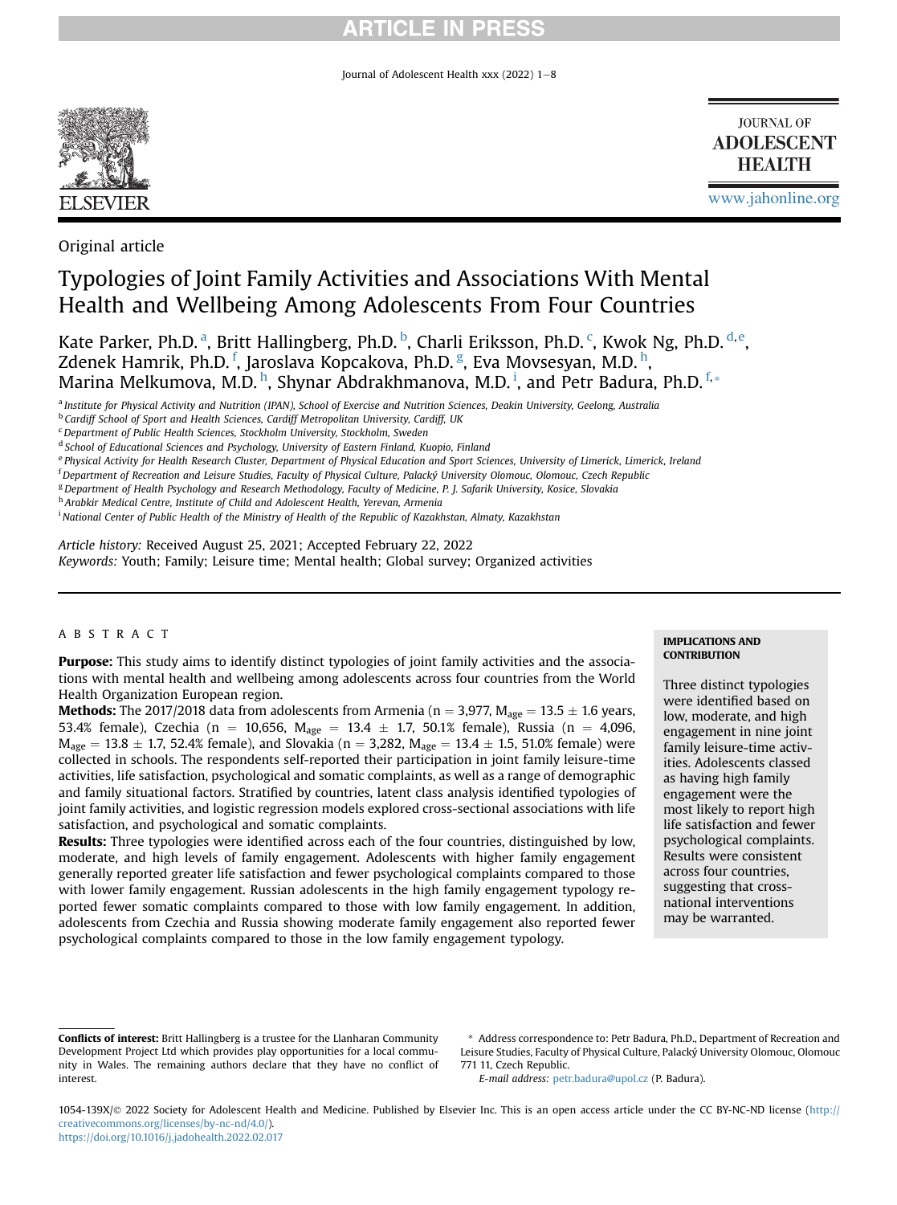Original article

# Typologies of Joint Family Activities and Associations With Mental Health and Wellbeing Among Adolescents From Four Countries

Kate Parker, Ph.D. [a], Britt Hallingberg, Ph.D. [b], Charli Eriksson, Ph.D. [c], Kwok Ng, Ph.D. [d,e], Zdenek Hamrik, Ph.D. [f], Jaroslava Kopcakova, Ph.D. [g], Eva Movsesyan, M.D. [h], Marina Melkumova, M.D. [h], Shynar Abdrakhmanova, M.D. [i], and Petr Badura, Ph.D. [f,*]

[a] Institute for Physical Activity and Nutrition (IPAN), School of Exercise and Nutrition Sciences, Deakin University, Geelong, Australia
[b] Cardiff School of Sport and Health Sciences, Cardiff Metropolitan University, Cardiff, UK
[c] Department of Public Health Sciences, Stockholm University, Stockholm, Sweden
[d] School of Educational Sciences and Psychology, University of Eastern Finland, Kuopio, Finland
[e] Physical Activity for Health Research Cluster, Department of Physical Education and Sport Sciences, University of Limerick, Limerick, Ireland
[f] Department of Recreation and Leisure Studies, Faculty of Physical Culture, Palacký University Olomouc, Olomouc, Czech Republic
[g] Department of Health Psychology and Research Methodology, Faculty of Medicine, P. J. Safarik University, Kosice, Slovakia
[h] Arabkir Medical Centre, Institute of Child and Adolescent Health, Yerevan, Armenia
[i] National Center of Public Health of the Ministry of Health of the Republic of Kazakhstan, Almaty, Kazakhstan

*Article history:* Received August 25, 2021; Accepted February 22, 2022
*Keywords:* Youth; Family; Leisure time; Mental health; Global survey; Organized activities

## ABSTRACT

**Purpose:** This study aims to identify distinct typologies of joint family activities and the associations with mental health and wellbeing among adolescents across four countries from the World Health Organization European region.

**Methods:** The 2017/2018 data from adolescents from Armenia (n = 3,977, $M_{age} = 13.5 \pm 1.6$ years, 53.4% female), Czechia (n = 10,656, $M_{age} = 13.4 \pm 1.7$, 50.1% female), Russia (n = 4,096, $M_{age} = 13.8 \pm 1.7$, 52.4% female), and Slovakia (n = 3,282, $M_{age} = 13.4 \pm 1.5$, 51.0% female) were collected in schools. The respondents self-reported their participation in joint family leisure-time activities, life satisfaction, psychological and somatic complaints, as well as a range of demographic and family situational factors. Stratified by countries, latent class analysis identified typologies of joint family activities, and logistic regression models explored cross-sectional associations with life satisfaction, and psychological and somatic complaints.

**Results:** Three typologies were identified across each of the four countries, distinguished by low, moderate, and high levels of family engagement. Adolescents with higher family engagement generally reported greater life satisfaction and fewer psychological complaints compared to those with lower family engagement. Russian adolescents in the high family engagement typology reported fewer somatic complaints compared to those with low family engagement. In addition, adolescents from Czechia and Russia showing moderate family engagement also reported fewer psychological complaints compared to those in the low family engagement typology.

**IMPLICATIONS AND CONTRIBUTION**

Three distinct typologies were identified based on low, moderate, and high engagement in nine joint family leisure-time activities. Adolescents classed as having high family engagement were the most likely to report high life satisfaction and fewer psychological complaints. Results were consistent across four countries, suggesting that cross-national interventions may be warranted.

**Conflicts of interest:** Britt Hallingberg is a trustee for the Llanharan Community Development Project Ltd which provides play opportunities for a local community in Wales. The remaining authors declare that they have no conflict of interest.

\* Address correspondence to: Petr Badura, Ph.D., Department of Recreation and Leisure Studies, Faculty of Physical Culture, Palacký University Olomouc, Olomouc 771 11, Czech Republic.
*E-mail address:* petr.badura@upol.cz (P. Badura).

1054-139X/© 2022 Society for Adolescent Health and Medicine. Published by Elsevier Inc. This is an open access article under the CC BY-NC-ND license (http://creativecommons.org/licenses/by-nc-nd/4.0/).
https://doi.org/10.1016/j.jadohealth.2022.02.017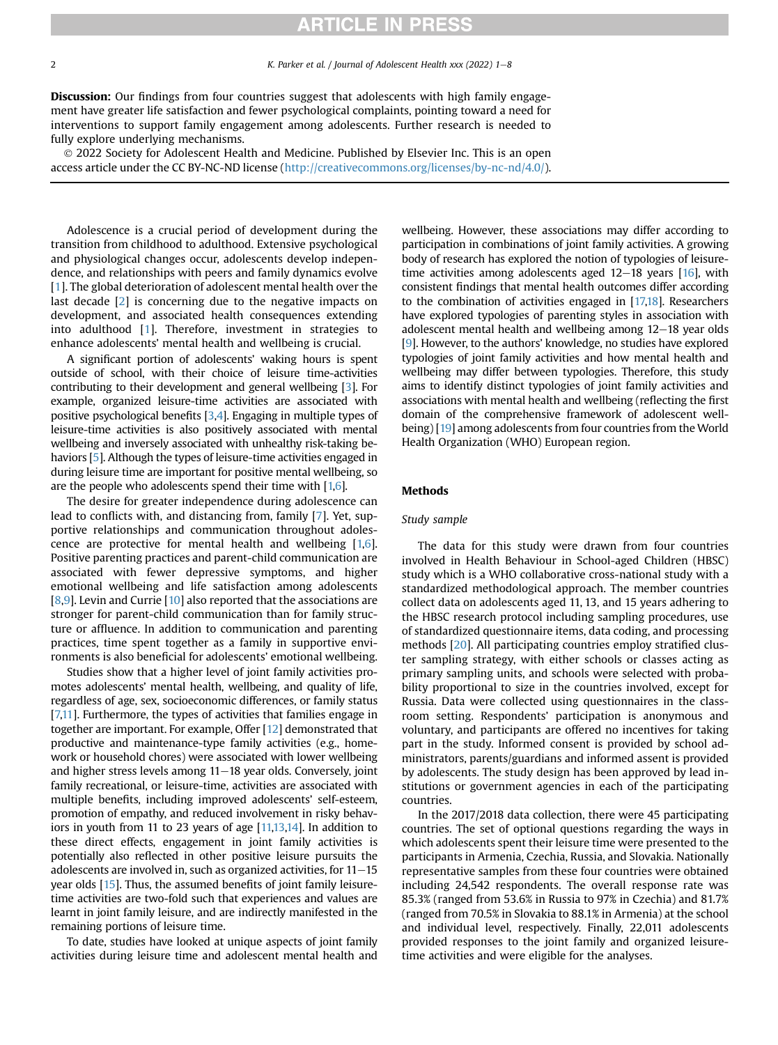**Discussion:** Our findings from four countries suggest that adolescents with high family engagement have greater life satisfaction and fewer psychological complaints, pointing toward a need for interventions to support family engagement among adolescents. Further research is needed to fully explore underlying mechanisms.

© 2022 Society for Adolescent Health and Medicine. Published by Elsevier Inc. This is an open access article under the CC BY-NC-ND license (http://creativecommons.org/licenses/by-nc-nd/4.0/).

Adolescence is a crucial period of development during the transition from childhood to adulthood. Extensive psychological and physiological changes occur, adolescents develop independence, and relationships with peers and family dynamics evolve [1]. The global deterioration of adolescent mental health over the last decade [2] is concerning due to the negative impacts on development, and associated health consequences extending into adulthood [1]. Therefore, investment in strategies to enhance adolescents' mental health and wellbeing is crucial.

A significant portion of adolescents' waking hours is spent outside of school, with their choice of leisure time-activities contributing to their development and general wellbeing [3]. For example, organized leisure-time activities are associated with positive psychological benefits [3,4]. Engaging in multiple types of leisure-time activities is also positively associated with mental wellbeing and inversely associated with unhealthy risk-taking behaviors [5]. Although the types of leisure-time activities engaged in during leisure time are important for positive mental wellbeing, so are the people who adolescents spend their time with [1,6].

The desire for greater independence during adolescence can lead to conflicts with, and distancing from, family [7]. Yet, supportive relationships and communication throughout adolescence are protective for mental health and wellbeing [1,6]. Positive parenting practices and parent-child communication are associated with fewer depressive symptoms, and higher emotional wellbeing and life satisfaction among adolescents [8,9]. Levin and Currie [10] also reported that the associations are stronger for parent-child communication than for family structure or affluence. In addition to communication and parenting practices, time spent together as a family in supportive environments is also beneficial for adolescents' emotional wellbeing.

Studies show that a higher level of joint family activities promotes adolescents' mental health, wellbeing, and quality of life, regardless of age, sex, socioeconomic differences, or family status [7,11]. Furthermore, the types of activities that families engage in together are important. For example, Offer [12] demonstrated that productive and maintenance-type family activities (e.g., homework or household chores) were associated with lower wellbeing and higher stress levels among 11−18 year olds. Conversely, joint family recreational, or leisure-time, activities are associated with multiple benefits, including improved adolescents' self-esteem, promotion of empathy, and reduced involvement in risky behaviors in youth from 11 to 23 years of age [11,13,14]. In addition to these direct effects, engagement in joint family activities is potentially also reflected in other positive leisure pursuits the adolescents are involved in, such as organized activities, for 11−15 year olds [15]. Thus, the assumed benefits of joint family leisure-time activities are two-fold such that experiences and values are learnt in joint family leisure, and are indirectly manifested in the remaining portions of leisure time.

To date, studies have looked at unique aspects of joint family activities during leisure time and adolescent mental health and wellbeing. However, these associations may differ according to participation in combinations of joint family activities. A growing body of research has explored the notion of typologies of leisure-time activities among adolescents aged 12−18 years [16], with consistent findings that mental health outcomes differ according to the combination of activities engaged in [17,18]. Researchers have explored typologies of parenting styles in association with adolescent mental health and wellbeing among 12−18 year olds [9]. However, to the authors' knowledge, no studies have explored typologies of joint family activities and how mental health and wellbeing may differ between typologies. Therefore, this study aims to identify distinct typologies of joint family activities and associations with mental health and wellbeing (reflecting the first domain of the comprehensive framework of adolescent wellbeing) [19] among adolescents from four countries from the World Health Organization (WHO) European region.

## Methods

### *Study sample*

The data for this study were drawn from four countries involved in Health Behaviour in School-aged Children (HBSC) study which is a WHO collaborative cross-national study with a standardized methodological approach. The member countries collect data on adolescents aged 11, 13, and 15 years adhering to the HBSC research protocol including sampling procedures, use of standardized questionnaire items, data coding, and processing methods [20]. All participating countries employ stratified cluster sampling strategy, with either schools or classes acting as primary sampling units, and schools were selected with probability proportional to size in the countries involved, except for Russia. Data were collected using questionnaires in the classroom setting. Respondents' participation is anonymous and voluntary, and participants are offered no incentives for taking part in the study. Informed consent is provided by school administrators, parents/guardians and informed assent is provided by adolescents. The study design has been approved by lead institutions or government agencies in each of the participating countries.

In the 2017/2018 data collection, there were 45 participating countries. The set of optional questions regarding the ways in which adolescents spent their leisure time were presented to the participants in Armenia, Czechia, Russia, and Slovakia. Nationally representative samples from these four countries were obtained including 24,542 respondents. The overall response rate was 85.3% (ranged from 53.6% in Russia to 97% in Czechia) and 81.7% (ranged from 70.5% in Slovakia to 88.1% in Armenia) at the school and individual level, respectively. Finally, 22,011 adolescents provided responses to the joint family and organized leisure-time activities and were eligible for the analyses.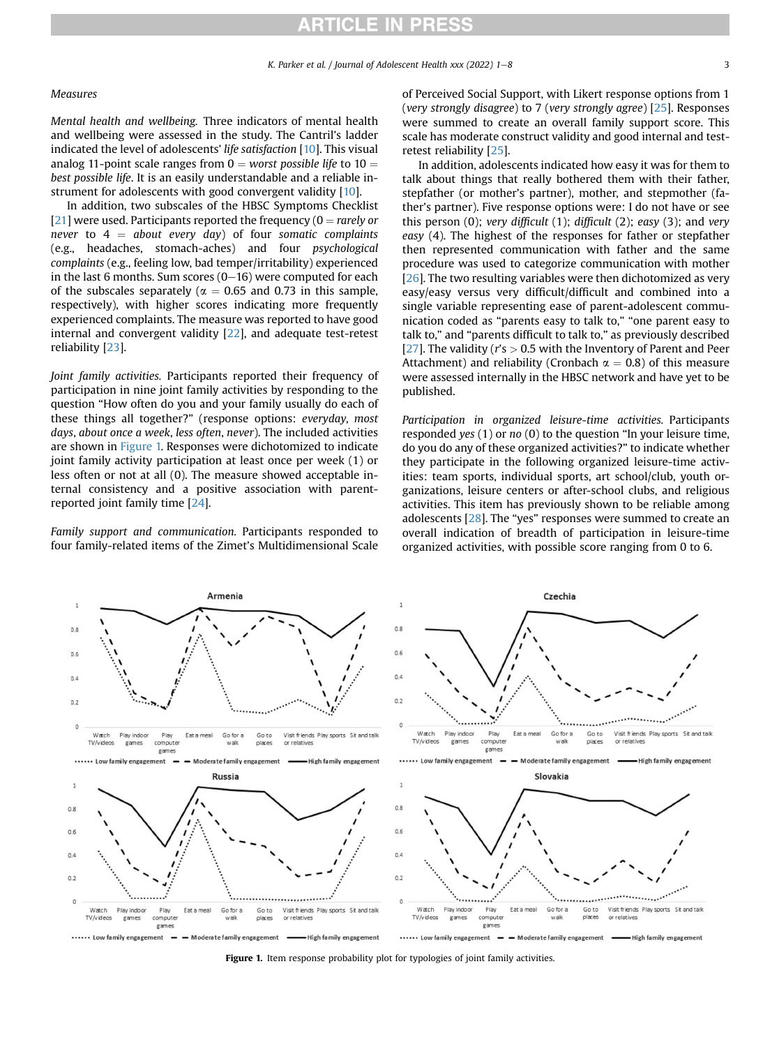## Measures

*Mental health and wellbeing.* Three indicators of mental health and wellbeing were assessed in the study. The Cantril's ladder indicated the level of adolescents' *life satisfaction* [10]. This visual analog 11-point scale ranges from 0 = *worst possible life* to 10 = *best possible life*. It is an easily understandable and a reliable instrument for adolescents with good convergent validity [10].

In addition, two subscales of the HBSC Symptoms Checklist [21] were used. Participants reported the frequency (0 = *rarely or never* to 4 = *about every day*) of four *somatic complaints* (e.g., headaches, stomach-aches) and four *psychological complaints* (e.g., feeling low, bad temper/irritability) experienced in the last 6 months. Sum scores (0–16) were computed for each of the subscales separately ($\alpha$ = 0.65 and 0.73 in this sample, respectively), with higher scores indicating more frequently experienced complaints. The measure was reported to have good internal and convergent validity [22], and adequate test-retest reliability [23].

*Joint family activities.* Participants reported their frequency of participation in nine joint family activities by responding to the question "How often do you and your family usually do each of these things all together?" (response options: *everyday*, *most days*, *about once a week*, *less often*, *never*). The included activities are shown in Figure 1. Responses were dichotomized to indicate joint family activity participation at least once per week (1) or less often or not at all (0). The measure showed acceptable internal consistency and a positive association with parent-reported joint family time [24].

*Family support and communication.* Participants responded to four family-related items of the Zimet's Multidimensional Scale of Perceived Social Support, with Likert response options from 1 (*very strongly disagree*) to 7 (*very strongly agree*) [25]. Responses were summed to create an overall family support score. This scale has moderate construct validity and good internal and test-retest reliability [25].

In addition, adolescents indicated how easy it was for them to talk about things that really bothered them with their father, stepfather (or mother's partner), mother, and stepmother (father's partner). Five response options were: I do not have or see this person (0); *very difficult* (1); *difficult* (2); *easy* (3); and *very easy* (4). The highest of the responses for father or stepfather then represented communication with father and the same procedure was used to categorize communication with mother [26]. The two resulting variables were then dichotomized as very easy/easy versus very difficult/difficult and combined into a single variable representing ease of parent-adolescent communication coded as "parents easy to talk to," "one parent easy to talk to," and "parents difficult to talk to," as previously described [27]. The validity (r's > 0.5 with the Inventory of Parent and Peer Attachment) and reliability (Cronbach $\alpha$ = 0.8) of this measure were assessed internally in the HBSC network and have yet to be published.

*Participation in organized leisure-time activities.* Participants responded *yes* (1) or *no* (0) to the question "In your leisure time, do you do any of these organized activities?" to indicate whether they participate in the following organized leisure-time activities: team sports, individual sports, art school/club, youth organizations, leisure centers or after-school clubs, and religious activities. This item has previously shown to be reliable among adolescents [28]. The "yes" responses were summed to create an overall indication of breadth of participation in leisure-time organized activities, with possible score ranging from 0 to 6.

**Figure 1.** Item response probability plot for typologies of joint family activities.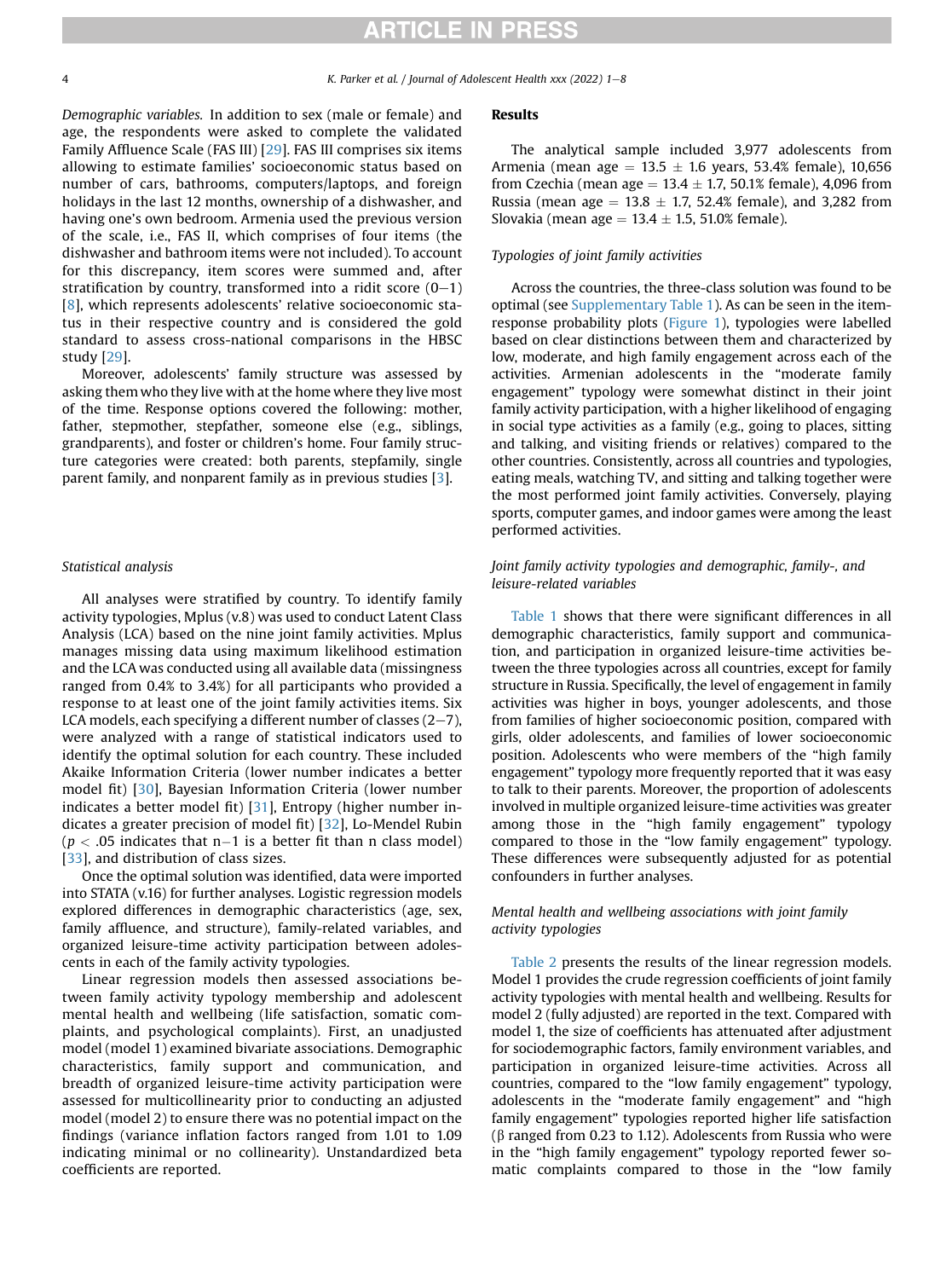*Demographic variables.* In addition to sex (male or female) and age, the respondents were asked to complete the validated Family Affluence Scale (FAS III) [29]. FAS III comprises six items allowing to estimate families' socioeconomic status based on number of cars, bathrooms, computers/laptops, and foreign holidays in the last 12 months, ownership of a dishwasher, and having one's own bedroom. Armenia used the previous version of the scale, i.e., FAS II, which comprises of four items (the dishwasher and bathroom items were not included). To account for this discrepancy, item scores were summed and, after stratification by country, transformed into a ridit score (0–1) [8], which represents adolescents' relative socioeconomic status in their respective country and is considered the gold standard to assess cross-national comparisons in the HBSC study [29].

Moreover, adolescents' family structure was assessed by asking them who they live with at the home where they live most of the time. Response options covered the following: mother, father, stepmother, stepfather, someone else (e.g., siblings, grandparents), and foster or children's home. Four family structure categories were created: both parents, stepfamily, single parent family, and nonparent family as in previous studies [3].

### Statistical analysis

All analyses were stratified by country. To identify family activity typologies, Mplus (v.8) was used to conduct Latent Class Analysis (LCA) based on the nine joint family activities. Mplus manages missing data using maximum likelihood estimation and the LCA was conducted using all available data (missingness ranged from 0.4% to 3.4%) for all participants who provided a response to at least one of the joint family activities items. Six LCA models, each specifying a different number of classes (2–7), were analyzed with a range of statistical indicators used to identify the optimal solution for each country. These included Akaike Information Criteria (lower number indicates a better model fit) [30], Bayesian Information Criteria (lower number indicates a better model fit) [31], Entropy (higher number indicates a greater precision of model fit) [32], Lo-Mendel Rubin ($p < .05$ indicates that $n-1$ is a better fit than n class model) [33], and distribution of class sizes.

Once the optimal solution was identified, data were imported into STATA (v.16) for further analyses. Logistic regression models explored differences in demographic characteristics (age, sex, family affluence, and structure), family-related variables, and organized leisure-time activity participation between adolescents in each of the family activity typologies.

Linear regression models then assessed associations between family activity typology membership and adolescent mental health and wellbeing (life satisfaction, somatic complaints, and psychological complaints). First, an unadjusted model (model 1) examined bivariate associations. Demographic characteristics, family support and communication, and breadth of organized leisure-time activity participation were assessed for multicollinearity prior to conducting an adjusted model (model 2) to ensure there was no potential impact on the findings (variance inflation factors ranged from 1.01 to 1.09 indicating minimal or no collinearity). Unstandardized beta coefficients are reported.

## Results

The analytical sample included 3,977 adolescents from Armenia (mean age = 13.5 ± 1.6 years, 53.4% female), 10,656 from Czechia (mean age = 13.4 ± 1.7, 50.1% female), 4,096 from Russia (mean age = 13.8 ± 1.7, 52.4% female), and 3,282 from Slovakia (mean age = 13.4 ± 1.5, 51.0% female).

### Typologies of joint family activities

Across the countries, the three-class solution was found to be optimal (see Supplementary Table 1). As can be seen in the item-response probability plots (Figure 1), typologies were labelled based on clear distinctions between them and characterized by low, moderate, and high family engagement across each of the activities. Armenian adolescents in the "moderate family engagement" typology were somewhat distinct in their joint family activity participation, with a higher likelihood of engaging in social type activities as a family (e.g., going to places, sitting and talking, and visiting friends or relatives) compared to the other countries. Consistently, across all countries and typologies, eating meals, watching TV, and sitting and talking together were the most performed joint family activities. Conversely, playing sports, computer games, and indoor games were among the least performed activities.

### Joint family activity typologies and demographic, family-, and leisure-related variables

Table 1 shows that there were significant differences in all demographic characteristics, family support and communication, and participation in organized leisure-time activities between the three typologies across all countries, except for family structure in Russia. Specifically, the level of engagement in family activities was higher in boys, younger adolescents, and those from families of higher socioeconomic position, compared with girls, older adolescents, and families of lower socioeconomic position. Adolescents who were members of the "high family engagement" typology more frequently reported that it was easy to talk to their parents. Moreover, the proportion of adolescents involved in multiple organized leisure-time activities was greater among those in the "high family engagement" typology compared to those in the "low family engagement" typology. These differences were subsequently adjusted for as potential confounders in further analyses.

### Mental health and wellbeing associations with joint family activity typologies

Table 2 presents the results of the linear regression models. Model 1 provides the crude regression coefficients of joint family activity typologies with mental health and wellbeing. Results for model 2 (fully adjusted) are reported in the text. Compared with model 1, the size of coefficients has attenuated after adjustment for sociodemographic factors, family environment variables, and participation in organized leisure-time activities. Across all countries, compared to the "low family engagement" typology, adolescents in the "moderate family engagement" and "high family engagement" typologies reported higher life satisfaction (β ranged from 0.23 to 1.12). Adolescents from Russia who were in the "high family engagement" typology reported fewer somatic complaints compared to those in the "low family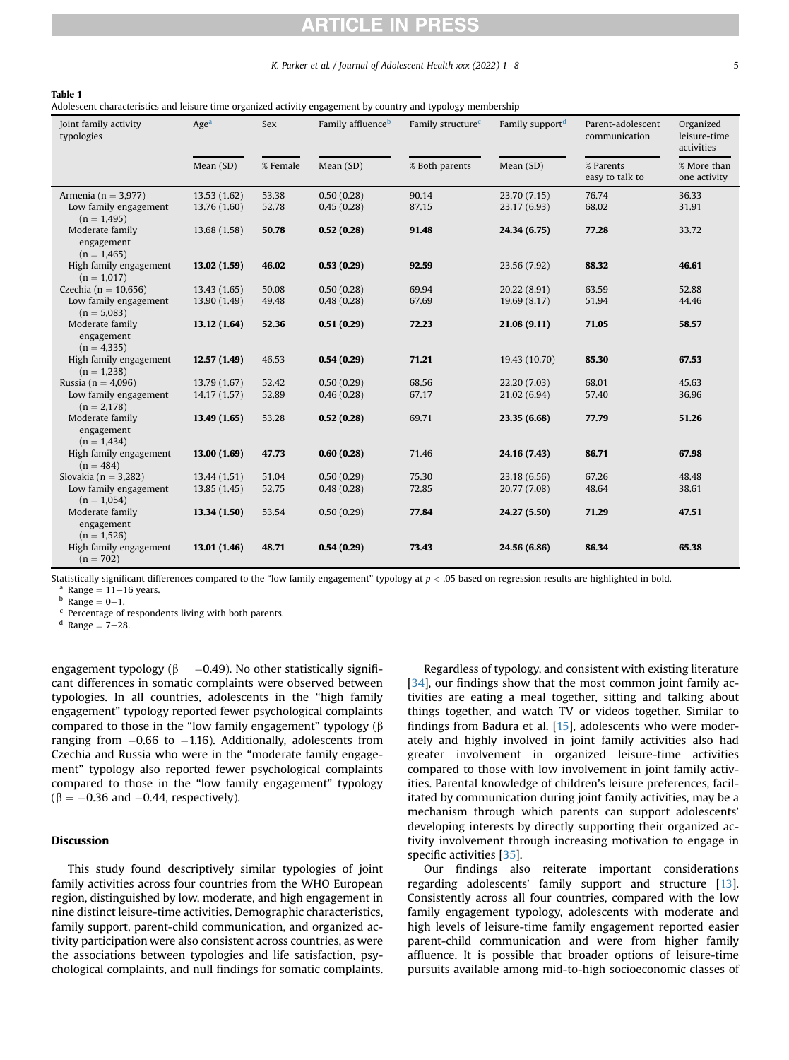**Table 1**
Adolescent characteristics and leisure time organized activity engagement by country and typology membership

| Joint family activity typologies | Age[a] | Sex | Family affluence[b] | Family structure[c] | Family support[d] | Parent-adolescent communication | Organized leisure-time activities |
|---|---|---|---|---|---|---|---|
| | Mean (SD) | % Female | Mean (SD) | % Both parents | Mean (SD) | % Parents easy to talk to | % More than one activity |
| Armenia ($n = 3,977$) | 13.53 (1.62) | 53.38 | 0.50 (0.28) | 90.14 | 23.70 (7.15) | 76.74 | 36.33 |
| Low family engagement ($n = 1,495$) | 13.76 (1.60) | 52.78 | 0.45 (0.28) | 87.15 | 23.17 (6.93) | 68.02 | 31.91 |
| Moderate family engagement ($n = 1,465$) | 13.68 (1.58) | **50.78** | **0.52 (0.28)** | **91.48** | **24.34 (6.75)** | **77.28** | 33.72 |
| High family engagement ($n = 1,017$) | **13.02 (1.59)** | **46.02** | **0.53 (0.29)** | **92.59** | 23.56 (7.92) | **88.32** | **46.61** |
| Czechia ($n = 10,656$) | 13.43 (1.65) | 50.08 | 0.50 (0.28) | 69.94 | 20.22 (8.91) | 63.59 | 52.88 |
| Low family engagement ($n = 5,083$) | 13.90 (1.49) | 49.48 | 0.48 (0.28) | 67.69 | 19.69 (8.17) | 51.94 | 44.46 |
| Moderate family engagement ($n = 4,335$) | **13.12 (1.64)** | **52.36** | **0.51 (0.29)** | **72.23** | **21.08 (9.11)** | **71.05** | **58.57** |
| High family engagement ($n = 1,238$) | **12.57 (1.49)** | 46.53 | **0.54 (0.29)** | **71.21** | 19.43 (10.70) | **85.30** | **67.53** |
| Russia ($n = 4,096$) | 13.79 (1.67) | 52.42 | 0.50 (0.29) | 68.56 | 22.20 (7.03) | 68.01 | 45.63 |
| Low family engagement ($n = 2,178$) | 14.17 (1.57) | 52.89 | 0.46 (0.28) | 67.17 | 21.02 (6.94) | 57.40 | 36.96 |
| Moderate family engagement ($n = 1,434$) | **13.49 (1.65)** | 53.28 | **0.52 (0.28)** | 69.71 | **23.35 (6.68)** | **77.79** | **51.26** |
| High family engagement ($n = 484$) | **13.00 (1.69)** | 47.73 | **0.60 (0.28)** | 71.46 | **24.16 (7.43)** | **86.71** | **67.98** |
| Slovakia ($n = 3,282$) | 13.44 (1.51) | 51.04 | 0.50 (0.29) | 75.30 | 23.18 (6.56) | 67.26 | 48.48 |
| Low family engagement ($n = 1,054$) | 13.85 (1.45) | 52.75 | 0.48 (0.28) | 72.85 | 20.77 (7.08) | 48.64 | 38.61 |
| Moderate family engagement ($n = 1,526$) | **13.34 (1.50)** | 53.54 | 0.50 (0.29) | **77.84** | **24.27 (5.50)** | **71.29** | **47.51** |
| High family engagement ($n = 702$) | **13.01 (1.46)** | **48.71** | **0.54 (0.29)** | 73.43 | **24.56 (6.86)** | **86.34** | **65.38** |

Statistically significant differences compared to the "low family engagement" typology at $p < .05$ based on regression results are highlighted in bold.
[a] Range = 11–16 years.
[b] Range = 0–1.
[c] Percentage of respondents living with both parents.
[d] Range = 7–28.

engagement typology ($\beta = -0.49$). No other statistically significant differences in somatic complaints were observed between typologies. In all countries, adolescents in the "high family engagement" typology reported fewer psychological complaints compared to those in the "low family engagement" typology ($\beta$ ranging from $-0.66$ to $-1.16$). Additionally, adolescents from Czechia and Russia who were in the "moderate family engagement" typology also reported fewer psychological complaints compared to those in the "low family engagement" typology ($\beta = -0.36$ and $-0.44$, respectively).

## Discussion

This study found descriptively similar typologies of joint family activities across four countries from the WHO European region, distinguished by low, moderate, and high engagement in nine distinct leisure-time activities. Demographic characteristics, family support, parent-child communication, and organized activity participation were also consistent across countries, as were the associations between typologies and life satisfaction, psychological complaints, and null findings for somatic complaints.

Regardless of typology, and consistent with existing literature [34], our findings show that the most common joint family activities are eating a meal together, sitting and talking about things together, and watch TV or videos together. Similar to findings from Badura et al. [15], adolescents who were moderately and highly involved in joint family activities also had greater involvement in organized leisure-time activities compared to those with low involvement in joint family activities. Parental knowledge of children's leisure preferences, facilitated by communication during joint family activities, may be a mechanism through which parents can support adolescents' developing interests by directly supporting their organized activity involvement through increasing motivation to engage in specific activities [35].

Our findings also reiterate important considerations regarding adolescents' family support and structure [13]. Consistently across all four countries, compared with the low family engagement typology, adolescents with moderate and high levels of leisure-time family engagement reported easier parent-child communication and were from higher family affluence. It is possible that broader options of leisure-time pursuits available among mid-to-high socioeconomic classes of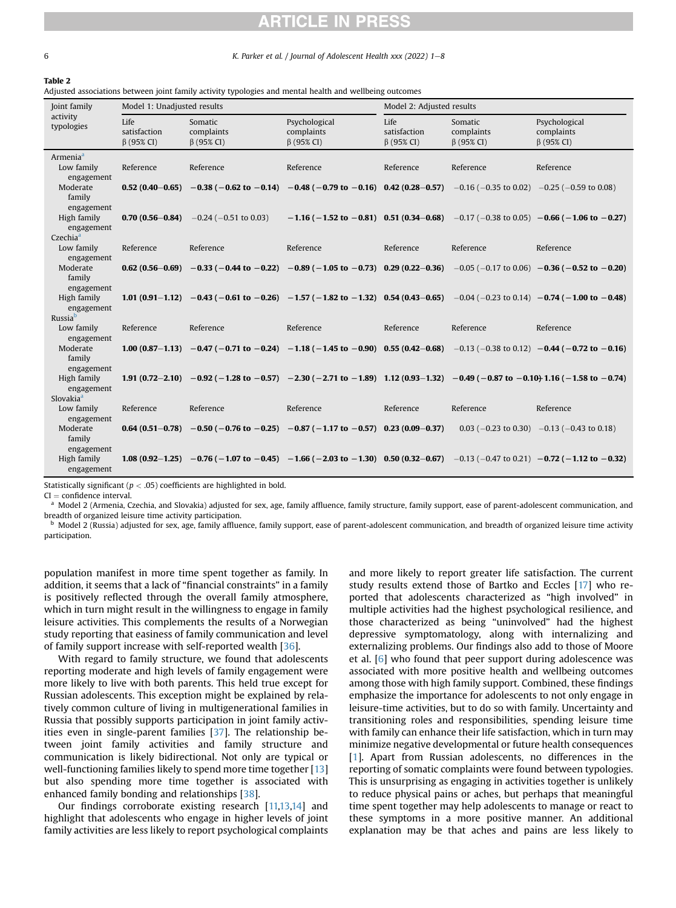**Table 2**

Adjusted associations between joint family activity typologies and mental health and wellbeing outcomes

| Joint family activity typologies | Model 1: Unadjusted results | | | Model 2: Adjusted results | | |
|---|---|---|---|---|---|---|
| | Life satisfaction β (95% CI) | Somatic complaints β (95% CI) | Psychological complaints β (95% CI) | Life satisfaction β (95% CI) | Somatic complaints β (95% CI) | Psychological complaints β (95% CI) |
| Armenia[a] | | | | | | |
| Low family engagement | Reference | Reference | Reference | Reference | Reference | Reference |
| Moderate family engagement | **0.52 (0.40–0.65)** | **−0.38 (−0.62 to −0.14)** | **−0.48 (−0.79 to −0.16)** | **0.42 (0.28–0.57)** | −0.16 (−0.35 to 0.02) | −0.25 (−0.59 to 0.08) |
| High family engagement | **0.70 (0.56–0.84)** | −0.24 (−0.51 to 0.03) | **−1.16 (−1.52 to −0.81)** | **0.51 (0.34–0.68)** | −0.17 (−0.38 to 0.05) | **−0.66 (−1.06 to −0.27)** |
| Czechia[a] | | | | | | |
| Low family engagement | Reference | Reference | Reference | Reference | Reference | Reference |
| Moderate family engagement | **0.62 (0.56–0.69)** | **−0.33 (−0.44 to −0.22)** | **−0.89 (−1.05 to −0.73)** | **0.29 (0.22–0.36)** | −0.05 (−0.17 to 0.06) | **−0.36 (−0.52 to −0.20)** |
| High family engagement | **1.01 (0.91–1.12)** | **−0.43 (−0.61 to −0.26)** | **−1.57 (−1.82 to −1.32)** | **0.54 (0.43–0.65)** | −0.04 (−0.23 to 0.14) | **−0.74 (−1.00 to −0.48)** |
| Russia[b] | | | | | | |
| Low family engagement | Reference | Reference | Reference | Reference | Reference | Reference |
| Moderate family engagement | **1.00 (0.87–1.13)** | **−0.47 (−0.71 to −0.24)** | **−1.18 (−1.45 to −0.90)** | **0.55 (0.42–0.68)** | −0.13 (−0.38 to 0.12) | **−0.44 (−0.72 to −0.16)** |
| High family engagement | **1.91 (0.72–2.10)** | **−0.92 (−1.28 to −0.57)** | **−2.30 (−2.71 to −1.89)** | **1.12 (0.93–1.32)** | **−0.49 (−0.87 to −0.10)** | **−1.16 (−1.58 to −0.74)** |
| Slovakia[a] | | | | | | |
| Low family engagement | Reference | Reference | Reference | Reference | Reference | Reference |
| Moderate family engagement | **0.64 (0.51–0.78)** | **−0.50 (−0.76 to −0.25)** | **−0.87 (−1.17 to −0.57)** | **0.23 (0.09–0.37)** | 0.03 (−0.23 to 0.30) | −0.13 (−0.43 to 0.18) |
| High family engagement | **1.08 (0.92–1.25)** | **−0.76 (−1.07 to −0.45)** | **−1.66 (−2.03 to −1.30)** | **0.50 (0.32–0.67)** | −0.13 (−0.47 to 0.21) | **−0.72 (−1.12 to −0.32)** |

Statistically significant ($p < .05$) coefficients are highlighted in bold.

CI = confidence interval.

[a] Model 2 (Armenia, Czechia, and Slovakia) adjusted for sex, age, family affluence, family structure, family support, ease of parent-adolescent communication, and breadth of organized leisure time activity participation.

[b] Model 2 (Russia) adjusted for sex, age, family affluence, family support, ease of parent-adolescent communication, and breadth of organized leisure time activity participation.

population manifest in more time spent together as family. In addition, it seems that a lack of "financial constraints" in a family is positively reflected through the overall family atmosphere, which in turn might result in the willingness to engage in family leisure activities. This complements the results of a Norwegian study reporting that easiness of family communication and level of family support increase with self-reported wealth [36].

With regard to family structure, we found that adolescents reporting moderate and high levels of family engagement were more likely to live with both parents. This held true except for Russian adolescents. This exception might be explained by relatively common culture of living in multigenerational families in Russia that possibly supports participation in joint family activities even in single-parent families [37]. The relationship between joint family activities and family structure and communication is likely bidirectional. Not only are typical or well-functioning families likely to spend more time together [13] but also spending more time together is associated with enhanced family bonding and relationships [38].

Our findings corroborate existing research [11,13,14] and highlight that adolescents who engage in higher levels of joint family activities are less likely to report psychological complaints and more likely to report greater life satisfaction. The current study results extend those of Bartko and Eccles [17] who reported that adolescents characterized as "high involved" in multiple activities had the highest psychological resilience, and those characterized as being "uninvolved" had the highest depressive symptomatology, along with internalizing and externalizing problems. Our findings also add to those of Moore et al. [6] who found that peer support during adolescence was associated with more positive health and wellbeing outcomes among those with high family support. Combined, these findings emphasize the importance for adolescents to not only engage in leisure-time activities, but to do so with family. Uncertainty and transitioning roles and responsibilities, spending leisure time with family can enhance their life satisfaction, which in turn may minimize negative developmental or future health consequences [1]. Apart from Russian adolescents, no differences in the reporting of somatic complaints were found between typologies. This is unsurprising as engaging in activities together is unlikely to reduce physical pains or aches, but perhaps that meaningful time spent together may help adolescents to manage or react to these symptoms in a more positive manner. An additional explanation may be that aches and pains are less likely to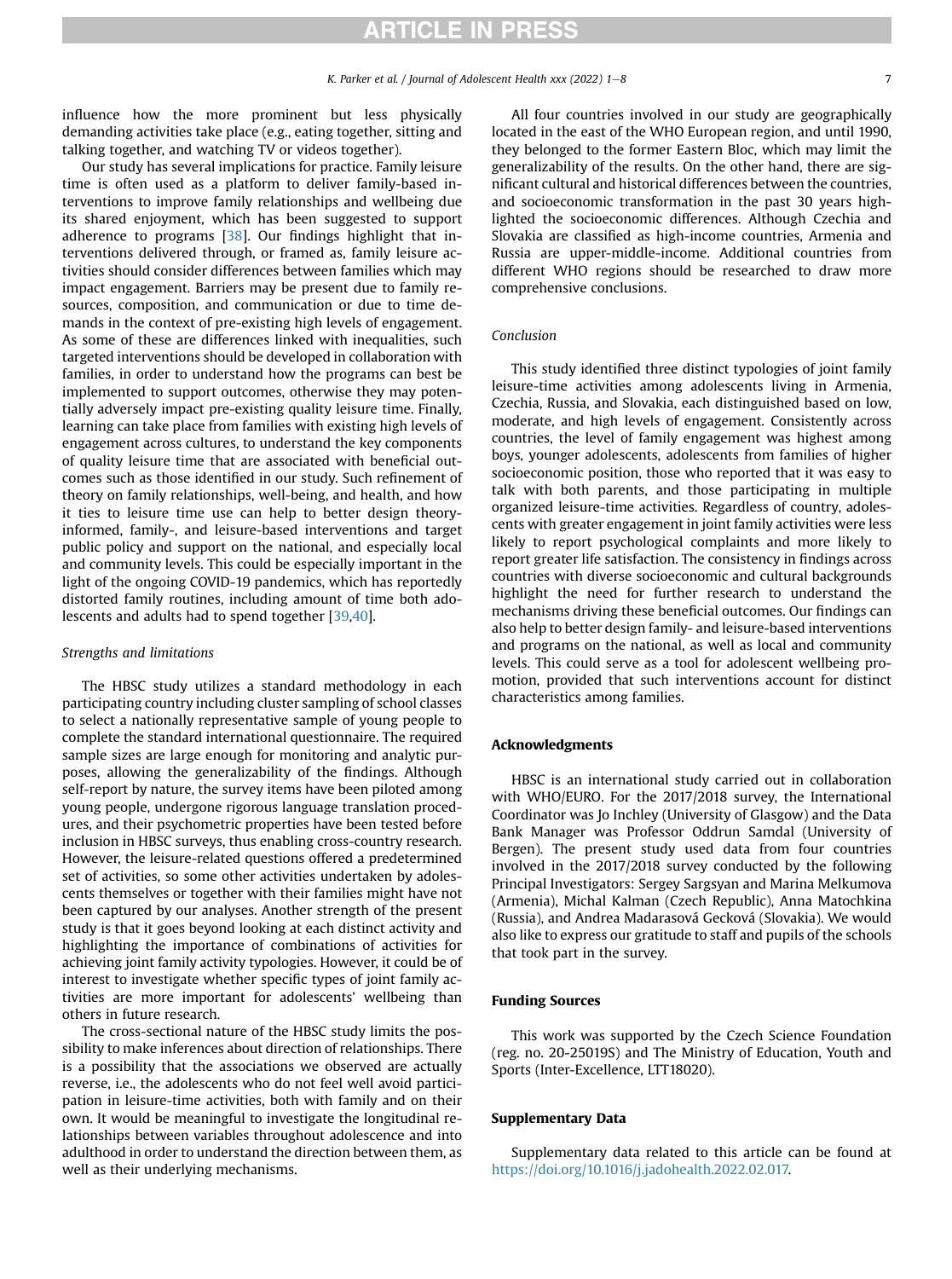influence how the more prominent but less physically demanding activities take place (e.g., eating together, sitting and talking together, and watching TV or videos together).

Our study has several implications for practice. Family leisure time is often used as a platform to deliver family-based interventions to improve family relationships and wellbeing due its shared enjoyment, which has been suggested to support adherence to programs [38]. Our findings highlight that interventions delivered through, or framed as, family leisure activities should consider differences between families which may impact engagement. Barriers may be present due to family resources, composition, and communication or due to time demands in the context of pre-existing high levels of engagement. As some of these are differences linked with inequalities, such targeted interventions should be developed in collaboration with families, in order to understand how the programs can best be implemented to support outcomes, otherwise they may potentially adversely impact pre-existing quality leisure time. Finally, learning can take place from families with existing high levels of engagement across cultures, to understand the key components of quality leisure time that are associated with beneficial outcomes such as those identified in our study. Such refinement of theory on family relationships, well-being, and health, and how it ties to leisure time use can help to better design theory-informed, family-, and leisure-based interventions and target public policy and support on the national, and especially local and community levels. This could be especially important in the light of the ongoing COVID-19 pandemics, which has reportedly distorted family routines, including amount of time both adolescents and adults had to spend together [39,40].

### *Strengths and limitations*

The HBSC study utilizes a standard methodology in each participating country including cluster sampling of school classes to select a nationally representative sample of young people to complete the standard international questionnaire. The required sample sizes are large enough for monitoring and analytic purposes, allowing the generalizability of the findings. Although self-report by nature, the survey items have been piloted among young people, undergone rigorous language translation procedures, and their psychometric properties have been tested before inclusion in HBSC surveys, thus enabling cross-country research. However, the leisure-related questions offered a predetermined set of activities, so some other activities undertaken by adolescents themselves or together with their families might have not been captured by our analyses. Another strength of the present study is that it goes beyond looking at each distinct activity and highlighting the importance of combinations of activities for achieving joint family activity typologies. However, it could be of interest to investigate whether specific types of joint family activities are more important for adolescents' wellbeing than others in future research.

The cross-sectional nature of the HBSC study limits the possibility to make inferences about direction of relationships. There is a possibility that the associations we observed are actually reverse, i.e., the adolescents who do not feel well avoid participation in leisure-time activities, both with family and on their own. It would be meaningful to investigate the longitudinal relationships between variables throughout adolescence and into adulthood in order to understand the direction between them, as well as their underlying mechanisms.

All four countries involved in our study are geographically located in the east of the WHO European region, and until 1990, they belonged to the former Eastern Bloc, which may limit the generalizability of the results. On the other hand, there are significant cultural and historical differences between the countries, and socioeconomic transformation in the past 30 years highlighted the socioeconomic differences. Although Czechia and Slovakia are classified as high-income countries, Armenia and Russia are upper-middle-income. Additional countries from different WHO regions should be researched to draw more comprehensive conclusions.

### *Conclusion*

This study identified three distinct typologies of joint family leisure-time activities among adolescents living in Armenia, Czechia, Russia, and Slovakia, each distinguished based on low, moderate, and high levels of engagement. Consistently across countries, the level of family engagement was highest among boys, younger adolescents, adolescents from families of higher socioeconomic position, those who reported that it was easy to talk with both parents, and those participating in multiple organized leisure-time activities. Regardless of country, adolescents with greater engagement in joint family activities were less likely to report psychological complaints and more likely to report greater life satisfaction. The consistency in findings across countries with diverse socioeconomic and cultural backgrounds highlight the need for further research to understand the mechanisms driving these beneficial outcomes. Our findings can also help to better design family- and leisure-based interventions and programs on the national, as well as local and community levels. This could serve as a tool for adolescent wellbeing promotion, provided that such interventions account for distinct characteristics among families.

## Acknowledgments

HBSC is an international study carried out in collaboration with WHO/EURO. For the 2017/2018 survey, the International Coordinator was Jo Inchley (University of Glasgow) and the Data Bank Manager was Professor Oddrun Samdal (University of Bergen). The present study used data from four countries involved in the 2017/2018 survey conducted by the following Principal Investigators: Sergey Sargsyan and Marina Melkumova (Armenia), Michal Kalman (Czech Republic), Anna Matochkina (Russia), and Andrea Madarasová Gecková (Slovakia). We would also like to express our gratitude to staff and pupils of the schools that took part in the survey.

## Funding Sources

This work was supported by the Czech Science Foundation (reg. no. 20-25019S) and The Ministry of Education, Youth and Sports (Inter-Excellence, LTT18020).

## Supplementary Data

Supplementary data related to this article can be found at https://doi.org/10.1016/j.jadohealth.2022.02.017.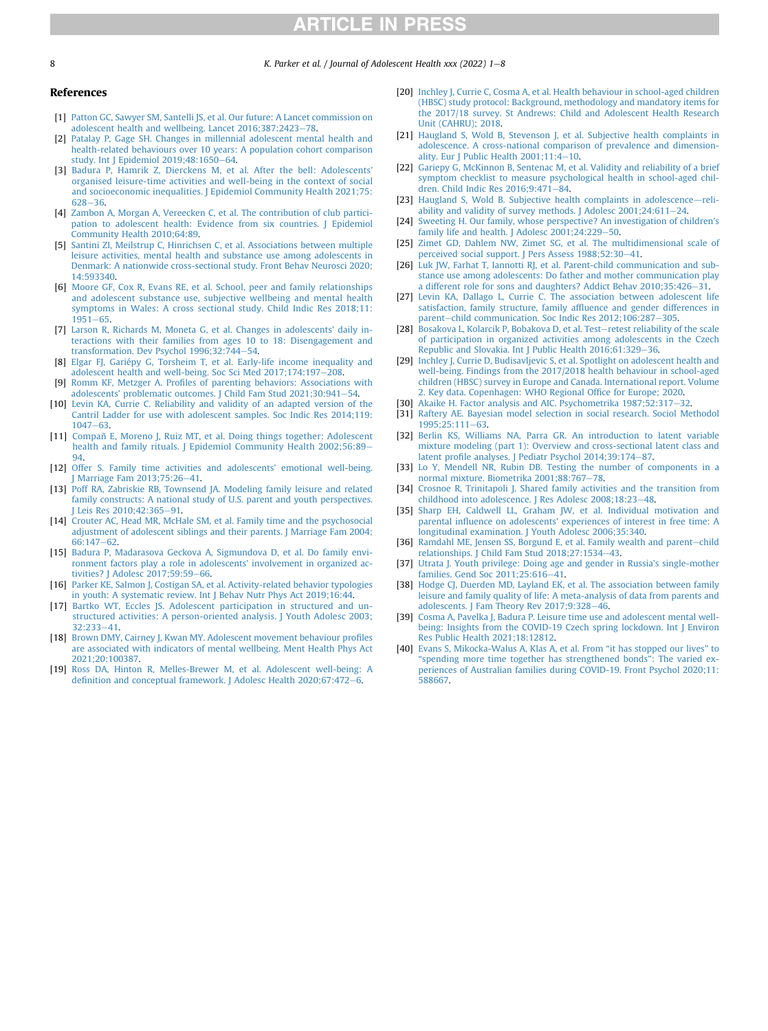## References

[1] Patton GC, Sawyer SM, Santelli JS, et al. Our future: A Lancet commission on adolescent health and wellbeing. Lancet 2016;387:2423–78.

[2] Patalay P, Gage SH. Changes in millennial adolescent mental health and health-related behaviours over 10 years: A population cohort comparison study. Int J Epidemiol 2019;48:1650–64.

[3] Badura P, Hamrik Z, Dierckens M, et al. After the bell: Adolescents' organised leisure-time activities and well-being in the context of social and socioeconomic inequalities. J Epidemiol Community Health 2021;75:628–36.

[4] Zambon A, Morgan A, Vereecken C, et al. The contribution of club participation to adolescent health: Evidence from six countries. J Epidemiol Community Health 2010;64:89.

[5] Santini ZI, Meilstrup C, Hinrichsen C, et al. Associations between multiple leisure activities, mental health and substance use among adolescents in Denmark: A nationwide cross-sectional study. Front Behav Neurosci 2020;14:593340.

[6] Moore GF, Cox R, Evans RE, et al. School, peer and family relationships and adolescent substance use, subjective wellbeing and mental health symptoms in Wales: A cross sectional study. Child Indic Res 2018;11:1951–65.

[7] Larson R, Richards M, Moneta G, et al. Changes in adolescents' daily interactions with their families from ages 10 to 18: Disengagement and transformation. Dev Psychol 1996;32:744–54.

[8] Elgar FJ, Gariépy G, Torsheim T, et al. Early-life income inequality and adolescent health and well-being. Soc Sci Med 2017;174:197–208.

[9] Romm KF, Metzger A. Profiles of parenting behaviors: Associations with adolescents' problematic outcomes. J Child Fam Stud 2021;30:941–54.

[10] Levin KA, Currie C. Reliability and validity of an adapted version of the Cantril Ladder for use with adolescent samples. Soc Indic Res 2014;119:1047–63.

[11] Compañ E, Moreno J, Ruiz MT, et al. Doing things together: Adolescent health and family rituals. J Epidemiol Community Health 2002;56:89–94.

[12] Offer S. Family time activities and adolescents' emotional well-being. J Marriage Fam 2013;75:26–41.

[13] Poff RA, Zabriskie RB, Townsend JA. Modeling family leisure and related family constructs: A national study of U.S. parent and youth perspectives. J Leis Res 2010;42:365–91.

[14] Crouter AC, Head MR, McHale SM, et al. Family time and the psychosocial adjustment of adolescent siblings and their parents. J Marriage Fam 2004;66:147–62.

[15] Badura P, Madarasova Geckova A, Sigmundova D, et al. Do family environment factors play a role in adolescents' involvement in organized activities? J Adolesc 2017;59:59–66.

[16] Parker KE, Salmon J, Costigan SA, et al. Activity-related behavior typologies in youth: A systematic review. Int J Behav Nutr Phys Act 2019;16:44.

[17] Bartko WT, Eccles JS. Adolescent participation in structured and unstructured activities: A person-oriented analysis. J Youth Adolesc 2003;32:233–41.

[18] Brown DMY, Cairney J, Kwan MY. Adolescent movement behaviour profiles are associated with indicators of mental wellbeing. Ment Health Phys Act 2021;20:100387.

[19] Ross DA, Hinton R, Melles-Brewer M, et al. Adolescent well-being: A definition and conceptual framework. J Adolesc Health 2020;67:472–6.

[20] Inchley J, Currie C, Cosma A, et al. Health behaviour in school-aged children (HBSC) study protocol: Background, methodology and mandatory items for the 2017/18 survey. St Andrews: Child and Adolescent Health Research Unit (CAHRU); 2018.

[21] Haugland S, Wold B, Stevenson J, et al. Subjective health complaints in adolescence. A cross-national comparison of prevalence and dimensionality. Eur J Public Health 2001;11:4–10.

[22] Gariepy G, McKinnon B, Sentenac M, et al. Validity and reliability of a brief symptom checklist to measure psychological health in school-aged children. Child Indic Res 2016;9:471–84.

[23] Haugland S, Wold B. Subjective health complaints in adolescence—reliability and validity of survey methods. J Adolesc 2001;24:611–24.

[24] Sweeting H. Our family, whose perspective? An investigation of children's family life and health. J Adolesc 2001;24:229–50.

[25] Zimet GD, Dahlem NW, Zimet SG, et al. The multidimensional scale of perceived social support. J Pers Assess 1988;52:30–41.

[26] Luk JW, Farhat T, Iannotti RJ, et al. Parent-child communication and substance use among adolescents: Do father and mother communication play a different role for sons and daughters? Addict Behav 2010;35:426–31.

[27] Levin KA, Dallago L, Currie C. The association between adolescent life satisfaction, family structure, family affluence and gender differences in parent–child communication. Soc Indic Res 2012;106:287–305.

[28] Bosakova L, Kolarcik P, Bobakova D, et al. Test–retest reliability of the scale of participation in organized activities among adolescents in the Czech Republic and Slovakia. Int J Public Health 2016;61:329–36.

[29] Inchley J, Currie D, Budisavljevic S, et al. Spotlight on adolescent health and well-being. Findings from the 2017/2018 health behaviour in school-aged children (HBSC) survey in Europe and Canada. International report. Volume 2. Key data. Copenhagen: WHO Regional Office for Europe; 2020.

[30] Akaike H. Factor analysis and AIC. Psychometrika 1987;52:317–32.

[31] Raftery AE. Bayesian model selection in social research. Sociol Methodol 1995;25:111–63.

[32] Berlin KS, Williams NA, Parra GR. An introduction to latent variable mixture modeling (part 1): Overview and cross-sectional latent class and latent profile analyses. J Pediatr Psychol 2014;39:174–87.

[33] Lo Y, Mendell NR, Rubin DB. Testing the number of components in a normal mixture. Biometrika 2001;88:767–78.

[34] Crosnoe R, Trinitapoli J. Shared family activities and the transition from childhood into adolescence. J Res Adolesc 2008;18:23–48.

[35] Sharp EH, Caldwell LL, Graham JW, et al. Individual motivation and parental influence on adolescents' experiences of interest in free time: A longitudinal examination. J Youth Adolesc 2006;35:340.

[36] Ramdahl ME, Jensen SS, Borgund E, et al. Family wealth and parent–child relationships. J Child Fam Stud 2018;27:1534–43.

[37] Utrata J. Youth privilege: Doing age and gender in Russia's single-mother families. Gend Soc 2011;25:616–41.

[38] Hodge CJ, Duerden MD, Layland EK, et al. The association between family leisure and family quality of life: A meta-analysis of data from parents and adolescents. J Fam Theory Rev 2017;9:328–46.

[39] Cosma A, Pavelka J, Badura P. Leisure time use and adolescent mental well-being: Insights from the COVID-19 Czech spring lockdown. Int J Environ Res Public Health 2021;18:12812.

[40] Evans S, Mikocka-Walus A, Klas A, et al. From "it has stopped our lives" to "spending more time together has strengthened bonds": The varied experiences of Australian families during COVID-19. Front Psychol 2020;11:588667.